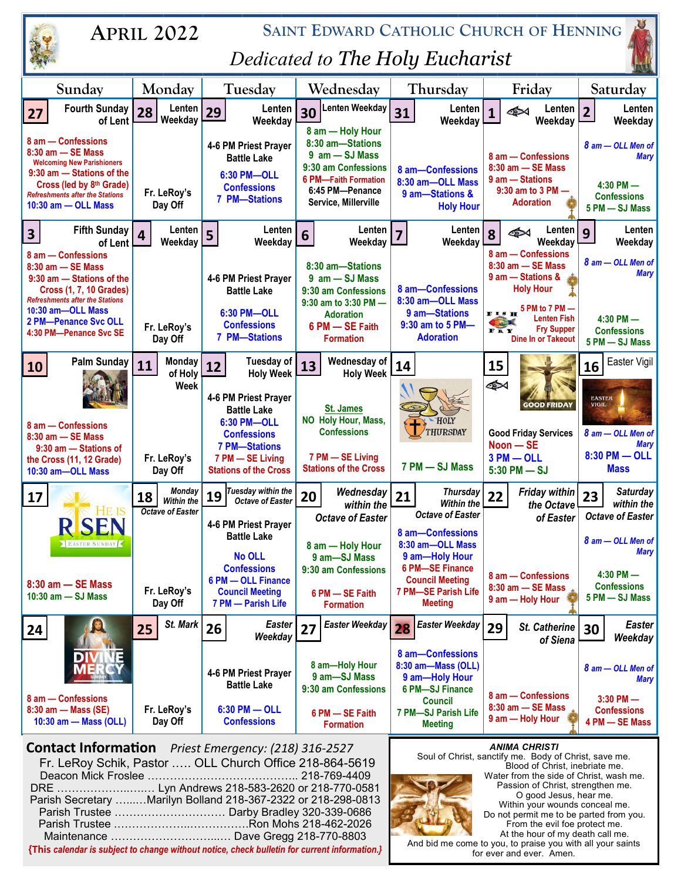# April 2022

## Saint Edward Catholic Church of Henning

### *Dedicated to The Holy Eucharist*

| Sunday | Monday | Tuesday | Wednesday | Thursday | Friday | Saturday |
|---|---|---|---|---|---|---|
| **27** Fourth Sunday of Lent<br>8 am — Confessions<br>8:30 am — SE Mass<br>Welcoming New Parishioners<br>9:30 am — Stations of the Cross (led by 8th Grade)<br>*Refreshments after the Stations*<br>10:30 am — OLL Mass | **28** Lenten Weekday<br>Fr. LeRoy's Day Off | **29** Lenten Weekday<br>4-6 PM Priest Prayer Battle Lake<br>6:30 PM—OLL Confessions<br>7 PM—Stations | **30** Lenten Weekday<br>8 am — Holy Hour<br>8:30 am—Stations<br>9 am — SJ Mass<br>9:30 am Confessions<br>6 PM—Faith Formation<br>6:45 PM—Penance Service, Millerville | **31** Lenten Weekday<br>8 am—Confessions<br>8:30 am—OLL Mass<br>9 am—Stations & Holy Hour | **1** Lenten Weekday<br>8 am — Confessions<br>8:30 am — SE Mass<br>9 am — Stations<br>9:30 am to 3 PM — Adoration | **2** Lenten Weekday<br>*8 am — OLL Men of Mary*<br>4:30 PM — Confessions<br>5 PM — SJ Mass |
| **3** Fifth Sunday of Lent<br>8 am — Confessions<br>8:30 am — SE Mass<br>9:30 am — Stations of the Cross (1, 7, 10 Grades)<br>*Refreshments after the Stations*<br>10:30 am—OLL Mass<br>2 PM—Penance Svc OLL<br>4:30 PM—Penance Svc SE | **4** Lenten Weekday<br>Fr. LeRoy's Day Off | **5** Lenten Weekday<br>4-6 PM Priest Prayer Battle Lake<br>6:30 PM—OLL Confessions<br>7 PM—Stations | **6** Lenten Weekday<br>8:30 am—Stations<br>9 am — SJ Mass<br>9:30 am Confessions<br>9:30 am to 3:30 PM — Adoration<br>6 PM — SE Faith Formation | **7** Lenten Weekday<br>8 am—Confessions<br>8:30 am—OLL Mass<br>9 am—Stations<br>9:30 am to 5 PM—Adoration | **8** Lenten Weekday<br>8 am — Confessions<br>8:30 am — SE Mass<br>9 am — Stations & Holy Hour<br>FISH FRY<br>5 PM to 7 PM — Lenten Fish Fry Supper<br>Dine In or Takeout | **9** Lenten Weekday<br>*8 am — OLL Men of Mary*<br>4:30 PM — Confessions<br>5 PM — SJ Mass |
| **10** Palm Sunday<br>8 am — Confessions<br>8:30 am — SE Mass<br>9:30 am — Stations of the Cross (11, 12 Grade)<br>10:30 am—OLL Mass | **11** Monday of Holy Week<br>Fr. LeRoy's Day Off | **12** Tuesday of Holy Week<br>4-6 PM Priest Prayer Battle Lake<br>6:30 PM—OLL Confessions<br>7 PM—Stations<br>7 PM — SE Living Stations of the Cross | **13** Wednesday of Holy Week<br>St. James<br>NO Holy Hour, Mass, Confessions<br>7 PM — SE Living Stations of the Cross | **14** HOLY THURSDAY<br>7 PM — SJ Mass | **15** GOOD FRIDAY<br>Good Friday Services<br>Noon — SE<br>3 PM — OLL<br>5:30 PM — SJ | **16** Easter Vigil<br>*8 am — OLL Men of Mary*<br>8:30 PM — OLL Mass |
| **17** HE IS RISEN — EASTER SUNDAY<br>8:30 am — SE Mass<br>10:30 am — SJ Mass | **18** *Monday Within the Octave of Easter*<br>Fr. LeRoy's Day Off | **19** *Tuesday within the Octave of Easter*<br>4-6 PM Priest Prayer Battle Lake<br>No OLL Confessions<br>6 PM — OLL Finance Council Meeting<br>7 PM — Parish Life | **20** *Wednesday within the Octave of Easter*<br>8 am — Holy Hour<br>9 am—SJ Mass<br>9:30 am Confessions<br>6 PM — SE Faith Formation | **21** *Thursday Within the Octave of Easter*<br>8 am—Confessions<br>8:30 am—OLL Mass<br>9 am—Holy Hour<br>6 PM—SE Finance Council Meeting<br>7 PM—SE Parish Life Meeting | **22** *Friday within the Octave of Easter*<br>8 am — Confessions<br>8:30 am — SE Mass<br>9 am — Holy Hour | **23** *Saturday within the Octave of Easter*<br>*8 am — OLL Men of Mary*<br>4:30 PM — Confessions<br>5 PM — SJ Mass |
| **24** DIVINE MERCY SUNDAY<br>8 am — Confessions<br>8:30 am — Mass (SE)<br>10:30 am — Mass (OLL) | **25** *St. Mark*<br>Fr. LeRoy's Day Off | **26** *Easter Weekday*<br>4-6 PM Priest Prayer Battle Lake<br>6:30 PM — OLL Confessions | **27** *Easter Weekday*<br>8 am—Holy Hour<br>9 am—SJ Mass<br>9:30 am Confessions<br>6 PM — SE Faith Formation | **28** *Easter Weekday*<br>8 am—Confessions<br>8:30 am—Mass (OLL)<br>9 am—Holy Hour<br>6 PM—SJ Finance Council<br>7 PM—SJ Parish Life Meeting | **29** *St. Catherine of Siena*<br>8 am — Confessions<br>8:30 am — SE Mass<br>9 am — Holy Hour | **30** *Easter Weekday*<br>*8 am — OLL Men of Mary*<br>3:30 PM — Confessions<br>4 PM — SE Mass |

## Contact Information

*Priest Emergency: (218) 316-2527*

Fr. LeRoy Schik, Pastor ….. OLL Church Office 218-864-5619
Deacon Mick Froslee …………………………………. 218-769-4409
DRE …………………..….. Lyn Andrews 218-583-2620 or 218-770-0581
Parish Secretary ….....…Marilyn Bolland 218-367-2322 or 218-298-0813
Parish Trustee ………………………… Darby Bradley 320-339-0686
Parish Trustee ……………………..…………Ron Mohs 218-462-2026
Maintenance ……………………….…..... Dave Gregg 218-770-8803

**{This calendar is subject to change without notice, check bulletin for current information.}**

### *ANIMA CHRISTI*

Soul of Christ, sanctify me. Body of Christ, save me.
Blood of Christ, inebriate me.
Water from the side of Christ, wash me.
Passion of Christ, strengthen me.
O good Jesus, hear me.
Within your wounds conceal me.
Do not permit me to be parted from you.
From the evil foe protect me.
At the hour of my death call me.
And bid me come to you, to praise you with all your saints
for ever and ever. Amen.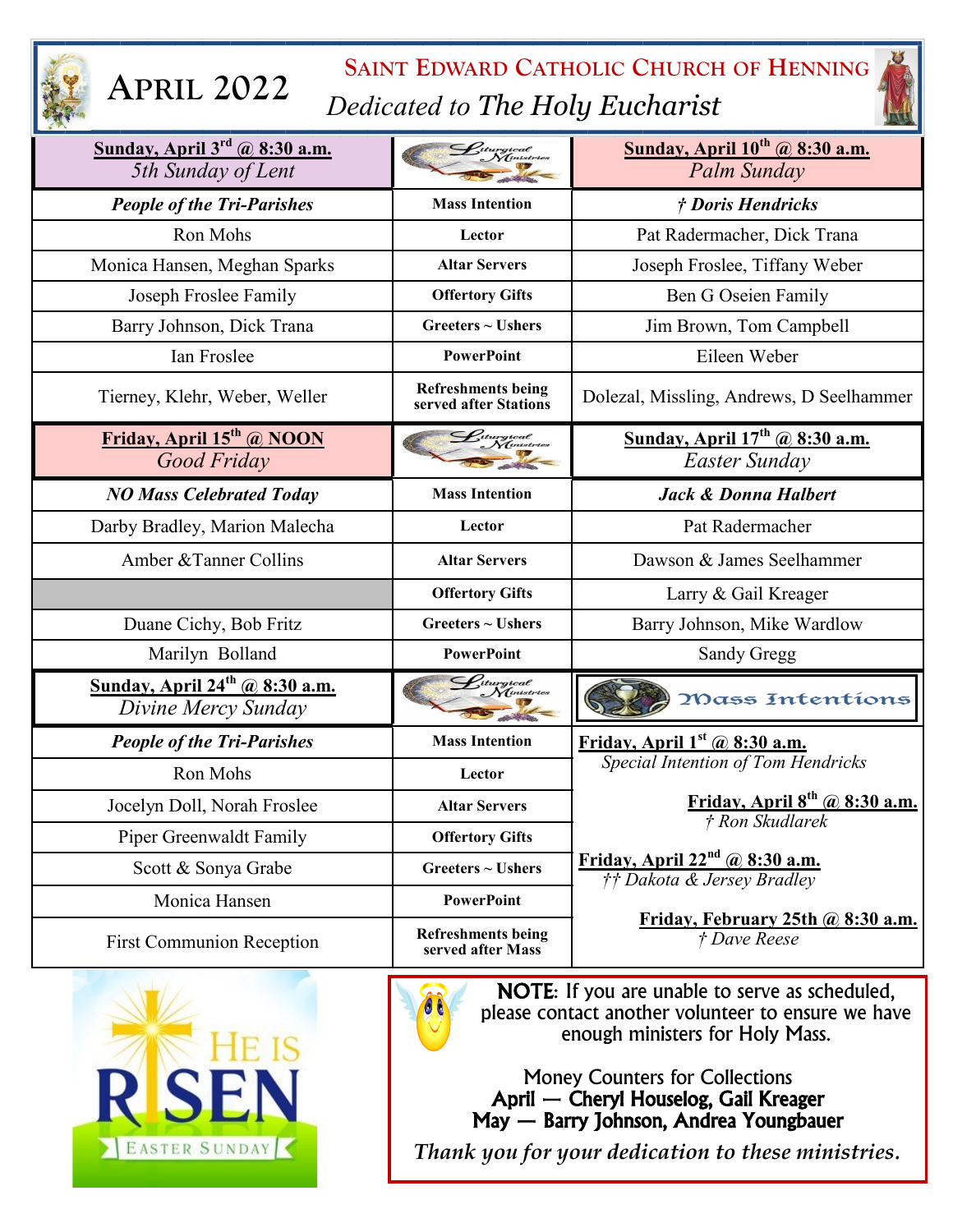# APRIL 2022

## SAINT EDWARD CATHOLIC CHURCH OF HENNING

*Dedicated to The Holy Eucharist*

| **Sunday, April 3rd @ 8:30 a.m.** *5th Sunday of Lent* | Liturgical Ministries | **Sunday, April 10th @ 8:30 a.m.** *Palm Sunday* |
|---|---|---|
| ***People of the Tri-Parishes*** | **Mass Intention** | ***† Doris Hendricks*** |
| Ron Mohs | **Lector** | Pat Radermacher, Dick Trana |
| Monica Hansen, Meghan Sparks | **Altar Servers** | Joseph Froslee, Tiffany Weber |
| Joseph Froslee Family | **Offertory Gifts** | Ben G Oseien Family |
| Barry Johnson, Dick Trana | **Greeters ~ Ushers** | Jim Brown, Tom Campbell |
| Ian Froslee | **PowerPoint** | Eileen Weber |
| Tierney, Klehr, Weber, Weller | **Refreshments being served after Stations** | Dolezal, Missling, Andrews, D Seelhammer |

| **Friday, April 15th @ NOON** *Good Friday* | Liturgical Ministries | **Sunday, April 17th @ 8:30 a.m.** *Easter Sunday* |
|---|---|---|
| ***NO Mass Celebrated Today*** | **Mass Intention** | ***Jack & Donna Halbert*** |
| Darby Bradley, Marion Malecha | **Lector** | Pat Radermacher |
| Amber &Tanner Collins | **Altar Servers** | Dawson & James Seelhammer |
| | **Offertory Gifts** | Larry & Gail Kreager |
| Duane Cichy, Bob Fritz | **Greeters ~ Ushers** | Barry Johnson, Mike Wardlow |
| Marilyn Bolland | **PowerPoint** | Sandy Gregg |

| **Sunday, April 24th @ 8:30 a.m.** *Divine Mercy Sunday* | Liturgical Ministries |
|---|---|
| ***People of the Tri-Parishes*** | **Mass Intention** |
| Ron Mohs | **Lector** |
| Jocelyn Doll, Norah Froslee | **Altar Servers** |
| Piper Greenwaldt Family | **Offertory Gifts** |
| Scott & Sonya Grabe | **Greeters ~ Ushers** |
| Monica Hansen | **PowerPoint** |
| First Communion Reception | **Refreshments being served after Mass** |

### Mass Intentions

**Friday, April 1st @ 8:30 a.m.**
*Special Intention of Tom Hendricks*

**Friday, April 8th @ 8:30 a.m.**
*† Ron Skudlarek*

**Friday, April 22nd @ 8:30 a.m.**
*†† Dakota & Jersey Bradley*

**Friday, February 25th @ 8:30 a.m.**
*† Dave Reese*

HE IS RISEN
EASTER SUNDAY

**NOTE**: If you are unable to serve as scheduled, please contact another volunteer to ensure we have enough ministers for Holy Mass.

Money Counters for Collections
**April — Cheryl Houselog, Gail Kreager**
**May — Barry Johnson, Andrea Youngbauer**

*Thank you for your dedication to these ministries.*